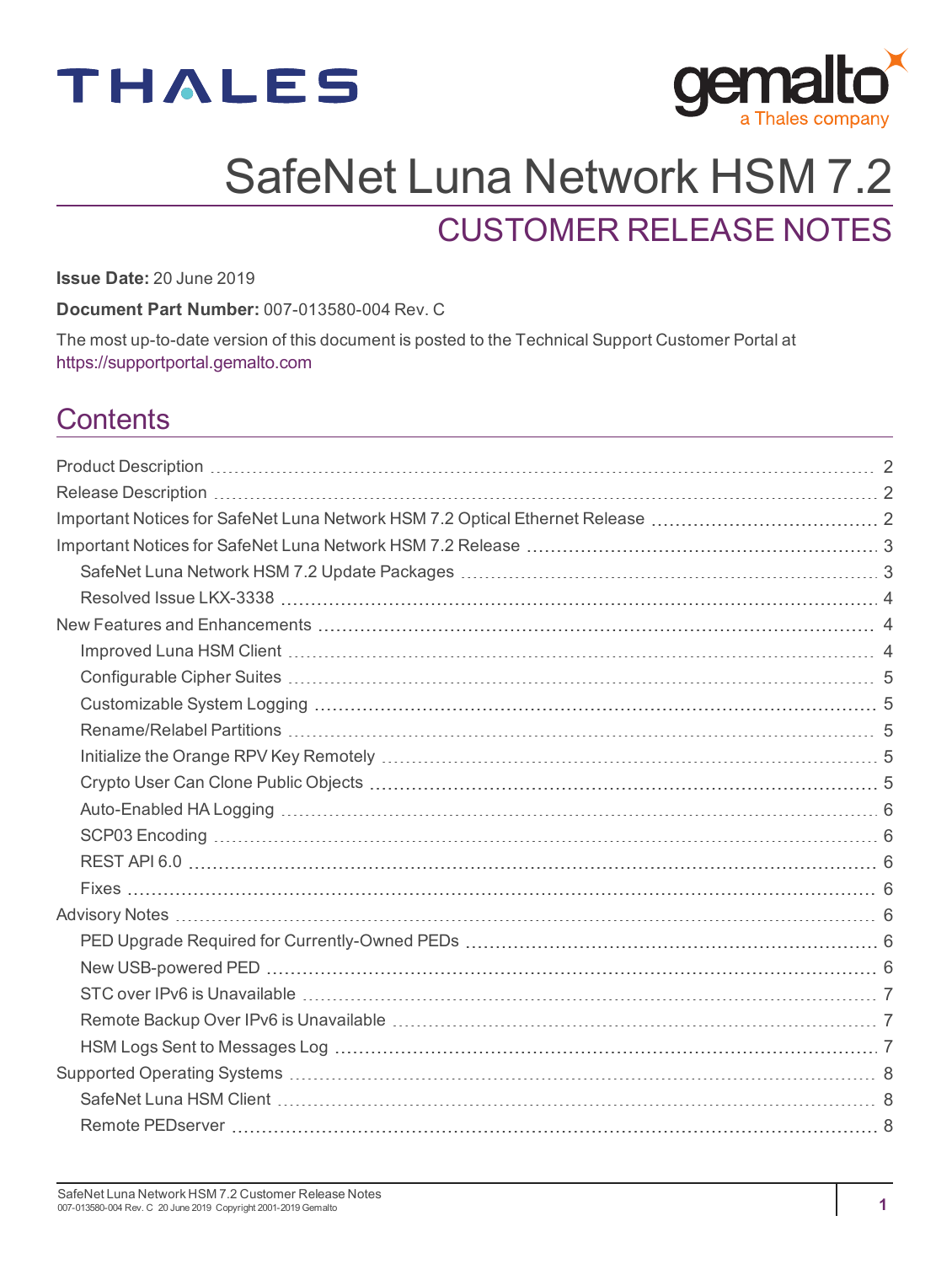# SafeNet Luna Network HSM 7.2

## CUSTOMER RELEASE NOTES

**Issue Date:** 20 June 2019

**Document Part Number:** 007-013580-004 Rev. C

The most up-to-date version of this document is posted to the Technical Support Customer Portal at https://supportportal.gemalto.com

## Contents

- Product Description ... 2
- Release Description ... 2
- Important Notices for SafeNet Luna Network HSM 7.2 Optical Ethernet Release ... 2
- Important Notices for SafeNet Luna Network HSM 7.2 Release ... 3
  - SafeNet Luna Network HSM 7.2 Update Packages ... 3
  - Resolved Issue LKX-3338 ... 4
- New Features and Enhancements ... 4
  - Improved Luna HSM Client ... 4
  - Configurable Cipher Suites ... 5
  - Customizable System Logging ... 5
  - Rename/Relabel Partitions ... 5
  - Initialize the Orange RPV Key Remotely ... 5
  - Crypto User Can Clone Public Objects ... 5
  - Auto-Enabled HA Logging ... 6
  - SCP03 Encoding ... 6
  - REST API 6.0 ... 6
  - Fixes ... 6
- Advisory Notes ... 6
  - PED Upgrade Required for Currently-Owned PEDs ... 6
  - New USB-powered PED ... 6
  - STC over IPv6 is Unavailable ... 7
  - Remote Backup Over IPv6 is Unavailable ... 7
  - HSM Logs Sent to Messages Log ... 7
- Supported Operating Systems ... 8
  - SafeNet Luna HSM Client ... 8
  - Remote PEDserver ... 8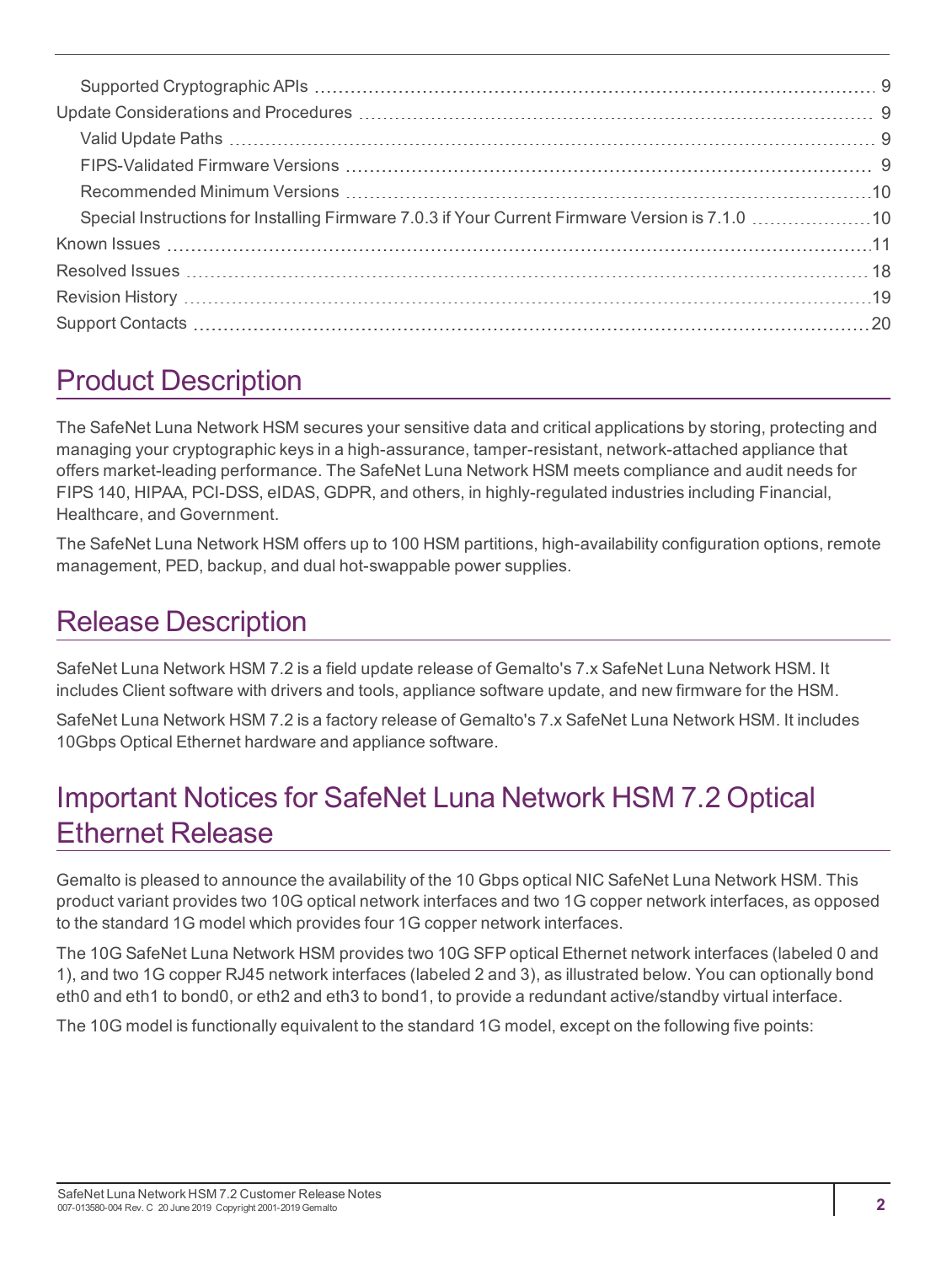Supported Cryptographic APIs ..... 9
Update Considerations and Procedures ..... 9
Valid Update Paths ..... 9
FIPS-Validated Firmware Versions ..... 9
Recommended Minimum Versions ..... 10
Special Instructions for Installing Firmware 7.0.3 if Your Current Firmware Version is 7.1.0 ..... 10
Known Issues ..... 11
Resolved Issues ..... 18
Revision History ..... 19
Support Contacts ..... 20

# Product Description

The SafeNet Luna Network HSM secures your sensitive data and critical applications by storing, protecting and managing your cryptographic keys in a high-assurance, tamper-resistant, network-attached appliance that offers market-leading performance. The SafeNet Luna Network HSM meets compliance and audit needs for FIPS 140, HIPAA, PCI-DSS, eIDAS, GDPR, and others, in highly-regulated industries including Financial, Healthcare, and Government.

The SafeNet Luna Network HSM offers up to 100 HSM partitions, high-availability configuration options, remote management, PED, backup, and dual hot-swappable power supplies.

# Release Description

SafeNet Luna Network HSM 7.2 is a field update release of Gemalto's 7.x SafeNet Luna Network HSM. It includes Client software with drivers and tools, appliance software update, and new firmware for the HSM.

SafeNet Luna Network HSM 7.2 is a factory release of Gemalto's 7.x SafeNet Luna Network HSM. It includes 10Gbps Optical Ethernet hardware and appliance software.

# Important Notices for SafeNet Luna Network HSM 7.2 Optical Ethernet Release

Gemalto is pleased to announce the availability of the 10 Gbps optical NIC SafeNet Luna Network HSM. This product variant provides two 10G optical network interfaces and two 1G copper network interfaces, as opposed to the standard 1G model which provides four 1G copper network interfaces.

The 10G SafeNet Luna Network HSM provides two 10G SFP optical Ethernet network interfaces (labeled 0 and 1), and two 1G copper RJ45 network interfaces (labeled 2 and 3), as illustrated below. You can optionally bond eth0 and eth1 to bond0, or eth2 and eth3 to bond1, to provide a redundant active/standby virtual interface.

The 10G model is functionally equivalent to the standard 1G model, except on the following five points: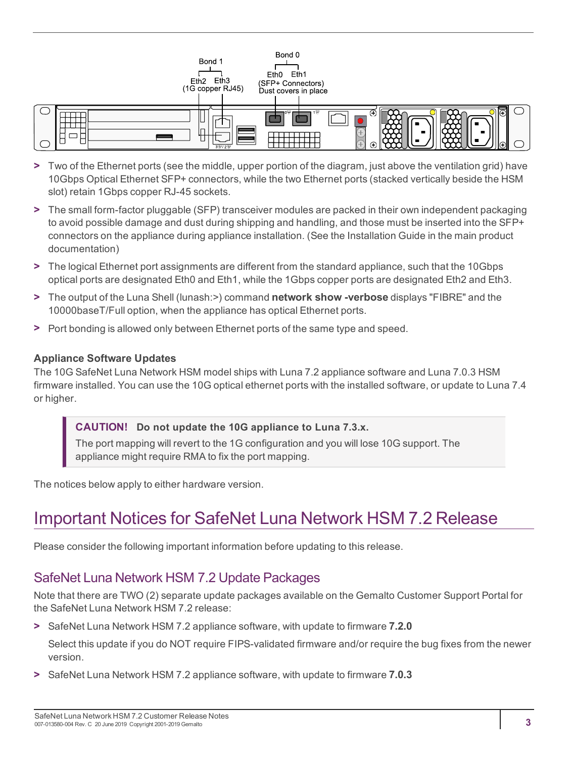- Two of the Ethernet ports (see the middle, upper portion of the diagram, just above the ventilation grid) have 10Gbps Optical Ethernet SFP+ connectors, while the two Ethernet ports (stacked vertically beside the HSM slot) retain 1Gbps copper RJ-45 sockets.
- The small form-factor pluggable (SFP) transceiver modules are packed in their own independent packaging to avoid possible damage and dust during shipping and handling, and those must be inserted into the SFP+ connectors on the appliance during appliance installation. (See the Installation Guide in the main product documentation)
- The logical Ethernet port assignments are different from the standard appliance, such that the 10Gbps optical ports are designated Eth0 and Eth1, while the 1Gbps copper ports are designated Eth2 and Eth3.
- The output of the Luna Shell (lunash:>) command **network show -verbose** displays "FIBRE" and the 10000baseT/Full option, when the appliance has optical Ethernet ports.
- Port bonding is allowed only between Ethernet ports of the same type and speed.

### Appliance Software Updates

The 10G SafeNet Luna Network HSM model ships with Luna 7.2 appliance software and Luna 7.0.3 HSM firmware installed. You can use the 10G optical ethernet ports with the installed software, or update to Luna 7.4 or higher.

> **CAUTION! Do not update the 10G appliance to Luna 7.3.x.**
>
> The port mapping will revert to the 1G configuration and you will lose 10G support. The appliance might require RMA to fix the port mapping.

The notices below apply to either hardware version.

# Important Notices for SafeNet Luna Network HSM 7.2 Release

Please consider the following important information before updating to this release.

## SafeNet Luna Network HSM 7.2 Update Packages

Note that there are TWO (2) separate update packages available on the Gemalto Customer Support Portal for the SafeNet Luna Network HSM 7.2 release:

- SafeNet Luna Network HSM 7.2 appliance software, with update to firmware **7.2.0**

  Select this update if you do NOT require FIPS-validated firmware and/or require the bug fixes from the newer version.

- SafeNet Luna Network HSM 7.2 appliance software, with update to firmware **7.0.3**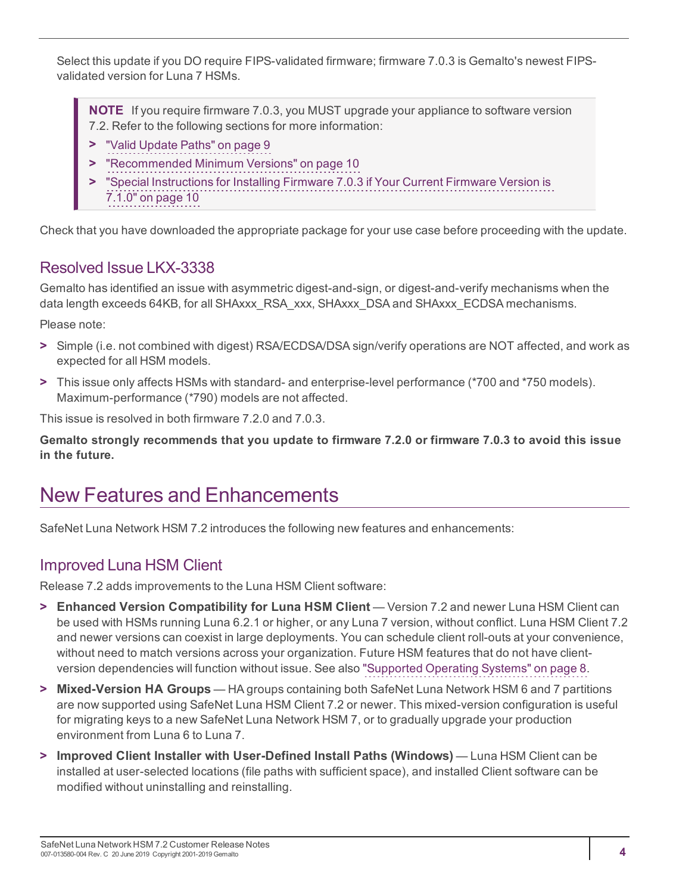Select this update if you DO require FIPS-validated firmware; firmware 7.0.3 is Gemalto's newest FIPS-validated version for Luna 7 HSMs.

> **NOTE** If you require firmware 7.0.3, you MUST upgrade your appliance to software version 7.2. Refer to the following sections for more information:
>
> - "Valid Update Paths" on page 9
> - "Recommended Minimum Versions" on page 10
> - "Special Instructions for Installing Firmware 7.0.3 if Your Current Firmware Version is 7.1.0" on page 10

Check that you have downloaded the appropriate package for your use case before proceeding with the update.

## Resolved Issue LKX-3338

Gemalto has identified an issue with asymmetric digest-and-sign, or digest-and-verify mechanisms when the data length exceeds 64KB, for all SHAxxx_RSA_xxx, SHAxxx_DSA and SHAxxx_ECDSA mechanisms.

Please note:

- Simple (i.e. not combined with digest) RSA/ECDSA/DSA sign/verify operations are NOT affected, and work as expected for all HSM models.
- This issue only affects HSMs with standard- and enterprise-level performance (*700 and *750 models). Maximum-performance (*790) models are not affected.

This issue is resolved in both firmware 7.2.0 and 7.0.3.

**Gemalto strongly recommends that you update to firmware 7.2.0 or firmware 7.0.3 to avoid this issue in the future.**

# New Features and Enhancements

SafeNet Luna Network HSM 7.2 introduces the following new features and enhancements:

## Improved Luna HSM Client

Release 7.2 adds improvements to the Luna HSM Client software:

- **Enhanced Version Compatibility for Luna HSM Client** — Version 7.2 and newer Luna HSM Client can be used with HSMs running Luna 6.2.1 or higher, or any Luna 7 version, without conflict. Luna HSM Client 7.2 and newer versions can coexist in large deployments. You can schedule client roll-outs at your convenience, without need to match versions across your organization. Future HSM features that do not have client-version dependencies will function without issue. See also "Supported Operating Systems" on page 8.
- **Mixed-Version HA Groups** — HA groups containing both SafeNet Luna Network HSM 6 and 7 partitions are now supported using SafeNet Luna HSM Client 7.2 or newer. This mixed-version configuration is useful for migrating keys to a new SafeNet Luna Network HSM 7, or to gradually upgrade your production environment from Luna 6 to Luna 7.
- **Improved Client Installer with User-Defined Install Paths (Windows)** — Luna HSM Client can be installed at user-selected locations (file paths with sufficient space), and installed Client software can be modified without uninstalling and reinstalling.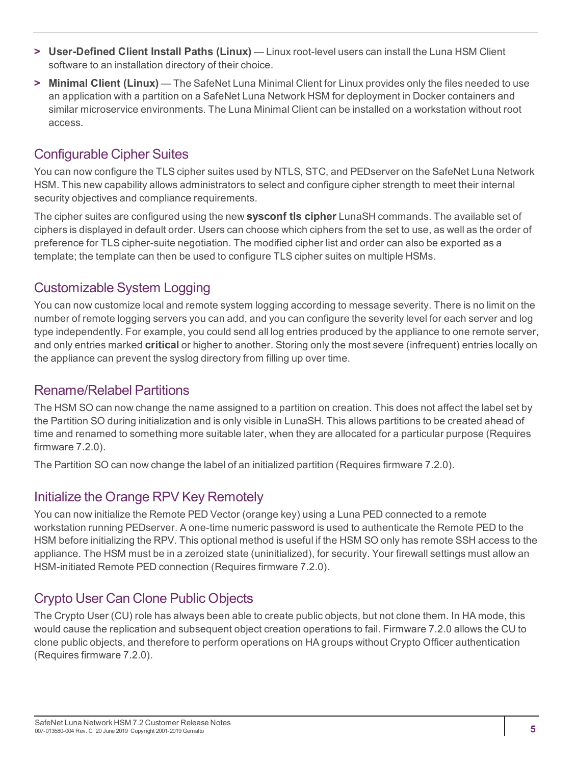- **User-Defined Client Install Paths (Linux)** — Linux root-level users can install the Luna HSM Client software to an installation directory of their choice.
- **Minimal Client (Linux)** — The SafeNet Luna Minimal Client for Linux provides only the files needed to use an application with a partition on a SafeNet Luna Network HSM for deployment in Docker containers and similar microservice environments. The Luna Minimal Client can be installed on a workstation without root access.

## Configurable Cipher Suites

You can now configure the TLS cipher suites used by NTLS, STC, and PEDserver on the SafeNet Luna Network HSM. This new capability allows administrators to select and configure cipher strength to meet their internal security objectives and compliance requirements.

The cipher suites are configured using the new **sysconf tls cipher** LunaSH commands. The available set of ciphers is displayed in default order. Users can choose which ciphers from the set to use, as well as the order of preference for TLS cipher-suite negotiation. The modified cipher list and order can also be exported as a template; the template can then be used to configure TLS cipher suites on multiple HSMs.

## Customizable System Logging

You can now customize local and remote system logging according to message severity. There is no limit on the number of remote logging servers you can add, and you can configure the severity level for each server and log type independently. For example, you could send all log entries produced by the appliance to one remote server, and only entries marked **critical** or higher to another. Storing only the most severe (infrequent) entries locally on the appliance can prevent the syslog directory from filling up over time.

## Rename/Relabel Partitions

The HSM SO can now change the name assigned to a partition on creation. This does not affect the label set by the Partition SO during initialization and is only visible in LunaSH. This allows partitions to be created ahead of time and renamed to something more suitable later, when they are allocated for a particular purpose (Requires firmware 7.2.0).

The Partition SO can now change the label of an initialized partition (Requires firmware 7.2.0).

## Initialize the Orange RPV Key Remotely

You can now initialize the Remote PED Vector (orange key) using a Luna PED connected to a remote workstation running PEDserver. A one-time numeric password is used to authenticate the Remote PED to the HSM before initializing the RPV. This optional method is useful if the HSM SO only has remote SSH access to the appliance. The HSM must be in a zeroized state (uninitialized), for security. Your firewall settings must allow an HSM-initiated Remote PED connection (Requires firmware 7.2.0).

## Crypto User Can Clone Public Objects

The Crypto User (CU) role has always been able to create public objects, but not clone them. In HA mode, this would cause the replication and subsequent object creation operations to fail. Firmware 7.2.0 allows the CU to clone public objects, and therefore to perform operations on HA groups without Crypto Officer authentication (Requires firmware 7.2.0).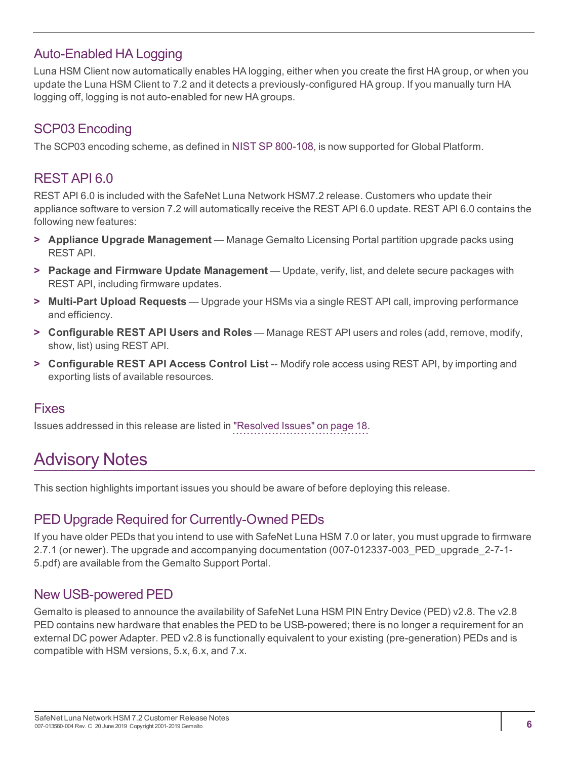## Auto-Enabled HA Logging

Luna HSM Client now automatically enables HA logging, either when you create the first HA group, or when you update the Luna HSM Client to 7.2 and it detects a previously-configured HA group. If you manually turn HA logging off, logging is not auto-enabled for new HA groups.

## SCP03 Encoding

The SCP03 encoding scheme, as defined in NIST SP 800-108, is now supported for Global Platform.

## REST API 6.0

REST API 6.0 is included with the SafeNet Luna Network HSM7.2 release. Customers who update their appliance software to version 7.2 will automatically receive the REST API 6.0 update. REST API 6.0 contains the following new features:

- **Appliance Upgrade Management** — Manage Gemalto Licensing Portal partition upgrade packs using REST API.
- **Package and Firmware Update Management** — Update, verify, list, and delete secure packages with REST API, including firmware updates.
- **Multi-Part Upload Requests** — Upgrade your HSMs via a single REST API call, improving performance and efficiency.
- **Configurable REST API Users and Roles** — Manage REST API users and roles (add, remove, modify, show, list) using REST API.
- **Configurable REST API Access Control List** -- Modify role access using REST API, by importing and exporting lists of available resources.

## Fixes

Issues addressed in this release are listed in "Resolved Issues" on page 18.

# Advisory Notes

This section highlights important issues you should be aware of before deploying this release.

## PED Upgrade Required for Currently-Owned PEDs

If you have older PEDs that you intend to use with SafeNet Luna HSM 7.0 or later, you must upgrade to firmware 2.7.1 (or newer). The upgrade and accompanying documentation (007-012337-003_PED_upgrade_2-7-1-5.pdf) are available from the Gemalto Support Portal.

## New USB-powered PED

Gemalto is pleased to announce the availability of SafeNet Luna HSM PIN Entry Device (PED) v2.8. The v2.8 PED contains new hardware that enables the PED to be USB-powered; there is no longer a requirement for an external DC power Adapter. PED v2.8 is functionally equivalent to your existing (pre-generation) PEDs and is compatible with HSM versions, 5.x, 6.x, and 7.x.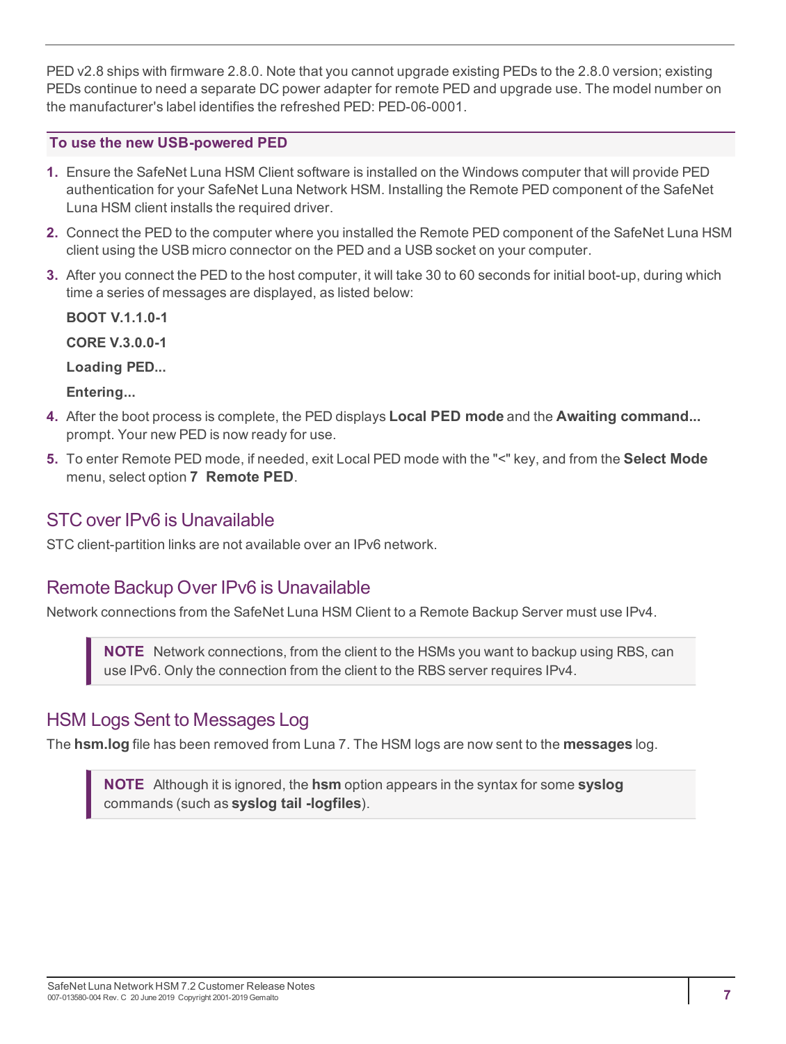PED v2.8 ships with firmware 2.8.0. Note that you cannot upgrade existing PEDs to the 2.8.0 version; existing PEDs continue to need a separate DC power adapter for remote PED and upgrade use. The model number on the manufacturer's label identifies the refreshed PED: PED-06-0001.

**To use the new USB-powered PED**

1. Ensure the SafeNet Luna HSM Client software is installed on the Windows computer that will provide PED authentication for your SafeNet Luna Network HSM. Installing the Remote PED component of the SafeNet Luna HSM client installs the required driver.
2. Connect the PED to the computer where you installed the Remote PED component of the SafeNet Luna HSM client using the USB micro connector on the PED and a USB socket on your computer.
3. After you connect the PED to the host computer, it will take 30 to 60 seconds for initial boot-up, during which time a series of messages are displayed, as listed below:

   **BOOT V.1.1.0-1**

   **CORE V.3.0.0-1**

   **Loading PED...**

   **Entering...**
4. After the boot process is complete, the PED displays **Local PED mode** and the **Awaiting command...** prompt. Your new PED is now ready for use.
5. To enter Remote PED mode, if needed, exit Local PED mode with the "<" key, and from the **Select Mode** menu, select option **7 Remote PED**.

## STC over IPv6 is Unavailable

STC client-partition links are not available over an IPv6 network.

## Remote Backup Over IPv6 is Unavailable

Network connections from the SafeNet Luna HSM Client to a Remote Backup Server must use IPv4.

> **NOTE** Network connections, from the client to the HSMs you want to backup using RBS, can use IPv6. Only the connection from the client to the RBS server requires IPv4.

## HSM Logs Sent to Messages Log

The **hsm.log** file has been removed from Luna 7. The HSM logs are now sent to the **messages** log.

> **NOTE** Although it is ignored, the **hsm** option appears in the syntax for some **syslog** commands (such as **syslog tail -logfiles**).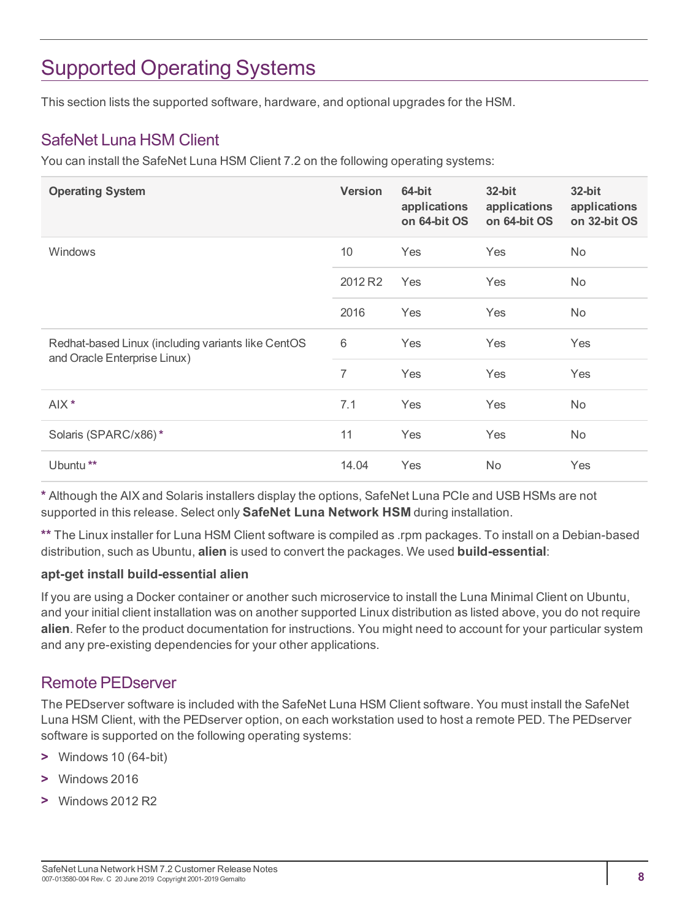# Supported Operating Systems

This section lists the supported software, hardware, and optional upgrades for the HSM.

## SafeNet Luna HSM Client

You can install the SafeNet Luna HSM Client 7.2 on the following operating systems:

| Operating System | Version | 64-bit applications on 64-bit OS | 32-bit applications on 64-bit OS | 32-bit applications on 32-bit OS |
|---|---|---|---|---|
| Windows | 10 | Yes | Yes | No |
| | 2012 R2 | Yes | Yes | No |
| | 2016 | Yes | Yes | No |
| Redhat-based Linux (including variants like CentOS and Oracle Enterprise Linux) | 6 | Yes | Yes | Yes |
| | 7 | Yes | Yes | Yes |
| AIX * | 7.1 | Yes | Yes | No |
| Solaris (SPARC/x86) * | 11 | Yes | Yes | No |
| Ubuntu ** | 14.04 | Yes | No | Yes |

\* Although the AIX and Solaris installers display the options, SafeNet Luna PCIe and USB HSMs are not supported in this release. Select only **SafeNet Luna Network HSM** during installation.

** The Linux installer for Luna HSM Client software is compiled as .rpm packages. To install on a Debian-based distribution, such as Ubuntu, **alien** is used to convert the packages. We used **build-essential**:

**apt-get install build-essential alien**

If you are using a Docker container or another such microservice to install the Luna Minimal Client on Ubuntu, and your initial client installation was on another supported Linux distribution as listed above, you do not require **alien**. Refer to the product documentation for instructions. You might need to account for your particular system and any pre-existing dependencies for your other applications.

## Remote PEDserver

The PEDserver software is included with the SafeNet Luna HSM Client software. You must install the SafeNet Luna HSM Client, with the PEDserver option, on each workstation used to host a remote PED. The PEDserver software is supported on the following operating systems:

- Windows 10 (64-bit)
- Windows 2016
- Windows 2012 R2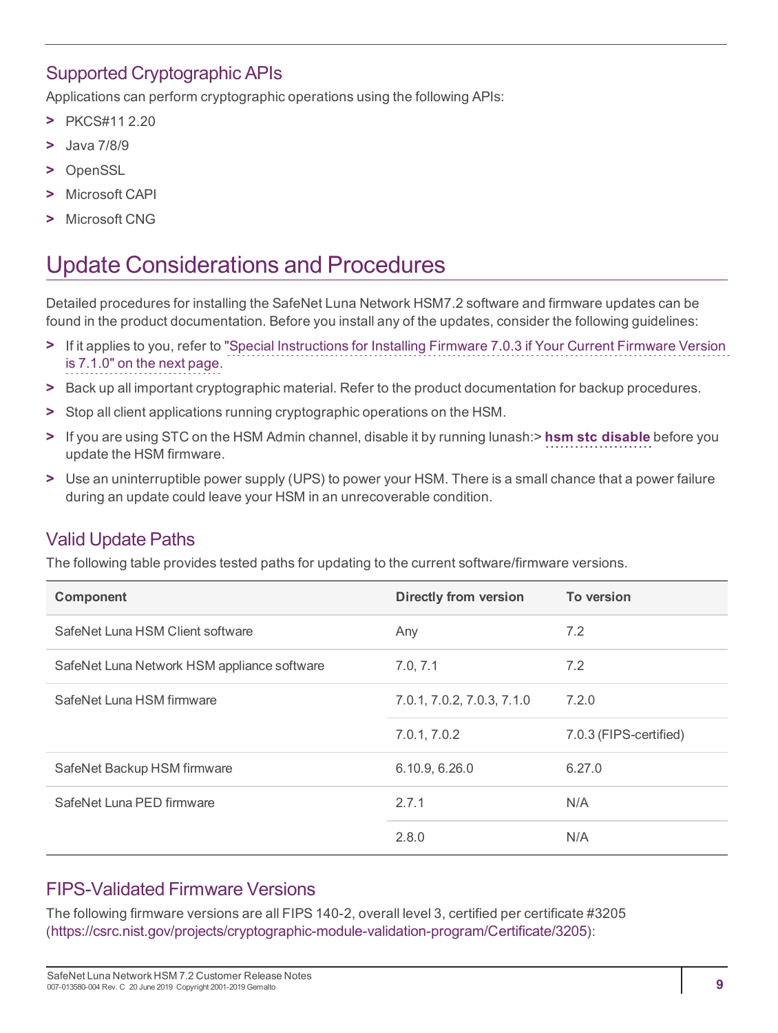## Supported Cryptographic APIs

Applications can perform cryptographic operations using the following APIs:

- PKCS#11 2.20
- Java 7/8/9
- OpenSSL
- Microsoft CAPI
- Microsoft CNG

# Update Considerations and Procedures

Detailed procedures for installing the SafeNet Luna Network HSM7.2 software and firmware updates can be found in the product documentation. Before you install any of the updates, consider the following guidelines:

- If it applies to you, refer to "Special Instructions for Installing Firmware 7.0.3 if Your Current Firmware Version is 7.1.0" on the next page.
- Back up all important cryptographic material. Refer to the product documentation for backup procedures.
- Stop all client applications running cryptographic operations on the HSM.
- If you are using STC on the HSM Admin channel, disable it by running lunash:> **hsm stc disable** before you update the HSM firmware.
- Use an uninterruptible power supply (UPS) to power your HSM. There is a small chance that a power failure during an update could leave your HSM in an unrecoverable condition.

## Valid Update Paths

The following table provides tested paths for updating to the current software/firmware versions.

| Component | Directly from version | To version |
|---|---|---|
| SafeNet Luna HSM Client software | Any | 7.2 |
| SafeNet Luna Network HSM appliance software | 7.0, 7.1 | 7.2 |
| SafeNet Luna HSM firmware | 7.0.1, 7.0.2, 7.0.3, 7.1.0 | 7.2.0 |
| | 7.0.1, 7.0.2 | 7.0.3 (FIPS-certified) |
| SafeNet Backup HSM firmware | 6.10.9, 6.26.0 | 6.27.0 |
| SafeNet Luna PED firmware | 2.7.1 | N/A |
| | 2.8.0 | N/A |

## FIPS-Validated Firmware Versions

The following firmware versions are all FIPS 140-2, overall level 3, certified per certificate #3205 (https://csrc.nist.gov/projects/cryptographic-module-validation-program/Certificate/3205):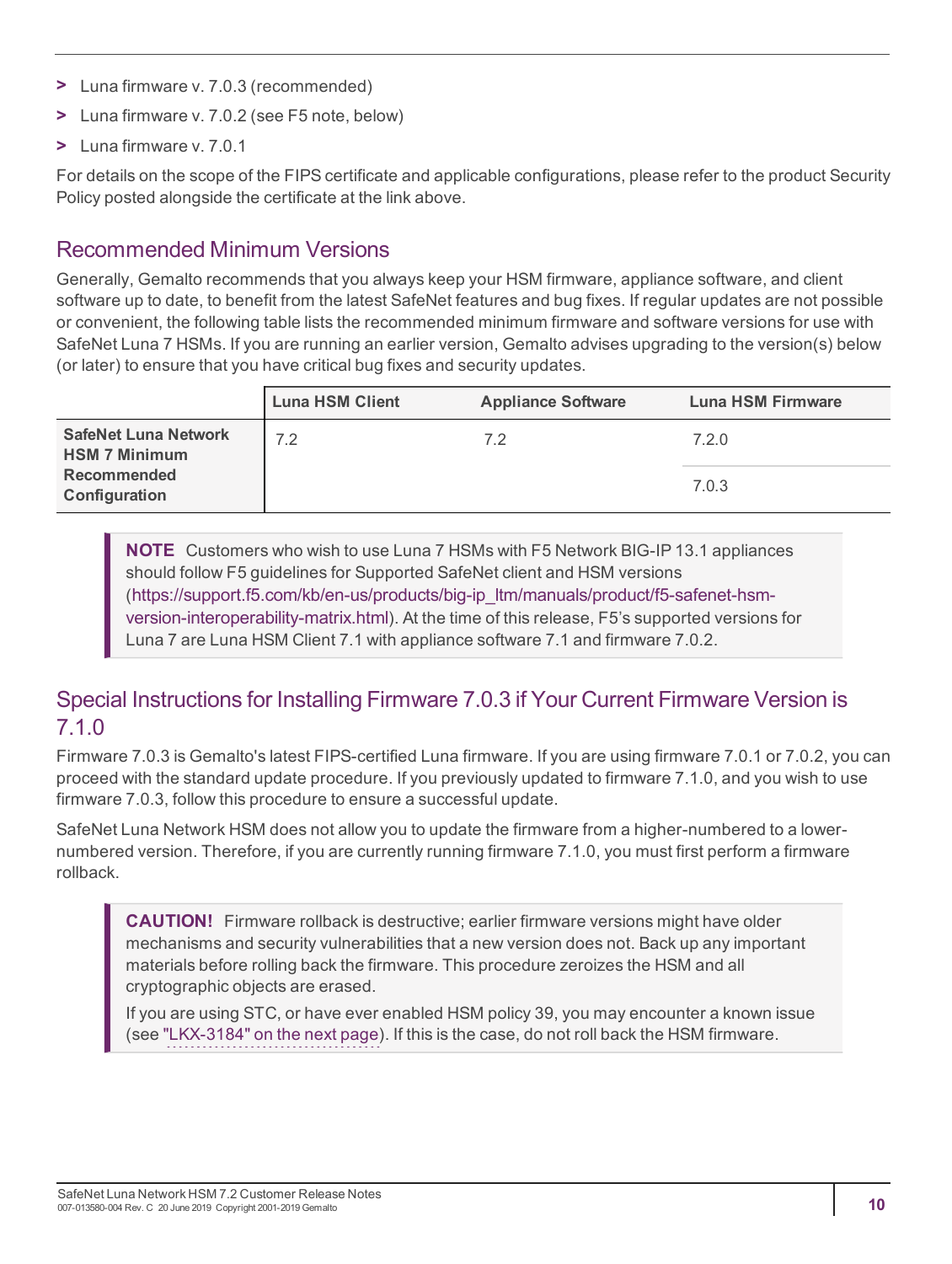- Luna firmware v. 7.0.3 (recommended)
- Luna firmware v. 7.0.2 (see F5 note, below)
- Luna firmware v. 7.0.1

For details on the scope of the FIPS certificate and applicable configurations, please refer to the product Security Policy posted alongside the certificate at the link above.

## Recommended Minimum Versions

Generally, Gemalto recommends that you always keep your HSM firmware, appliance software, and client software up to date, to benefit from the latest SafeNet features and bug fixes. If regular updates are not possible or convenient, the following table lists the recommended minimum firmware and software versions for use with SafeNet Luna 7 HSMs. If you are running an earlier version, Gemalto advises upgrading to the version(s) below (or later) to ensure that you have critical bug fixes and security updates.

| | Luna HSM Client | Appliance Software | Luna HSM Firmware |
|---|---|---|---|
| **SafeNet Luna Network HSM 7 Minimum Recommended Configuration** | 7.2 | 7.2 | 7.2.0 |
| | | | 7.0.3 |

> **NOTE** Customers who wish to use Luna 7 HSMs with F5 Network BIG-IP 13.1 appliances should follow F5 guidelines for Supported SafeNet client and HSM versions (https://support.f5.com/kb/en-us/products/big-ip_ltm/manuals/product/f5-safenet-hsm-version-interoperability-matrix.html). At the time of this release, F5's supported versions for Luna 7 are Luna HSM Client 7.1 with appliance software 7.1 and firmware 7.0.2.

## Special Instructions for Installing Firmware 7.0.3 if Your Current Firmware Version is 7.1.0

Firmware 7.0.3 is Gemalto's latest FIPS-certified Luna firmware. If you are using firmware 7.0.1 or 7.0.2, you can proceed with the standard update procedure. If you previously updated to firmware 7.1.0, and you wish to use firmware 7.0.3, follow this procedure to ensure a successful update.

SafeNet Luna Network HSM does not allow you to update the firmware from a higher-numbered to a lower-numbered version. Therefore, if you are currently running firmware 7.1.0, you must first perform a firmware rollback.

> **CAUTION!** Firmware rollback is destructive; earlier firmware versions might have older mechanisms and security vulnerabilities that a new version does not. Back up any important materials before rolling back the firmware. This procedure zeroizes the HSM and all cryptographic objects are erased.
>
> If you are using STC, or have ever enabled HSM policy 39, you may encounter a known issue (see "LKX-3184" on the next page). If this is the case, do not roll back the HSM firmware.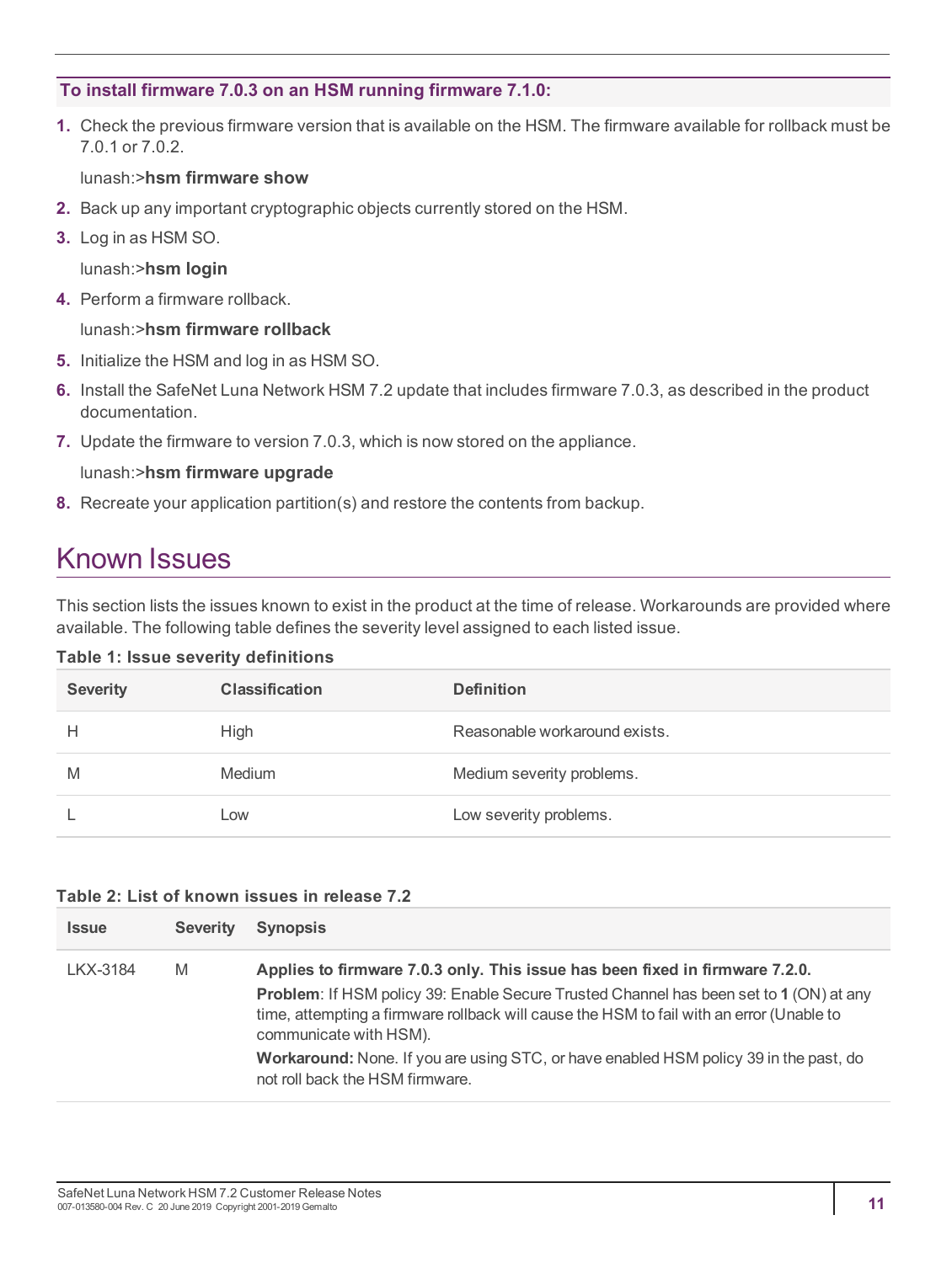**To install firmware 7.0.3 on an HSM running firmware 7.1.0:**

1. Check the previous firmware version that is available on the HSM. The firmware available for rollback must be 7.0.1 or 7.0.2.

   lunash:>**hsm firmware show**

2. Back up any important cryptographic objects currently stored on the HSM.
3. Log in as HSM SO.

   lunash:>**hsm login**

4. Perform a firmware rollback.

   lunash:>**hsm firmware rollback**

5. Initialize the HSM and log in as HSM SO.
6. Install the SafeNet Luna Network HSM 7.2 update that includes firmware 7.0.3, as described in the product documentation.
7. Update the firmware to version 7.0.3, which is now stored on the appliance.

   lunash:>**hsm firmware upgrade**

8. Recreate your application partition(s) and restore the contents from backup.

# Known Issues

This section lists the issues known to exist in the product at the time of release. Workarounds are provided where available. The following table defines the severity level assigned to each listed issue.

**Table 1: Issue severity definitions**

| Severity | Classification | Definition |
|---|---|---|
| H | High | Reasonable workaround exists. |
| M | Medium | Medium severity problems. |
| L | Low | Low severity problems. |

**Table 2: List of known issues in release 7.2**

| Issue | Severity | Synopsis |
|---|---|---|
| LKX-3184 | M | **Applies to firmware 7.0.3 only. This issue has been fixed in firmware 7.2.0.**<br>**Problem**: If HSM policy 39: Enable Secure Trusted Channel has been set to **1** (ON) at any time, attempting a firmware rollback will cause the HSM to fail with an error (Unable to communicate with HSM).<br>**Workaround:** None. If you are using STC, or have enabled HSM policy 39 in the past, do not roll back the HSM firmware. |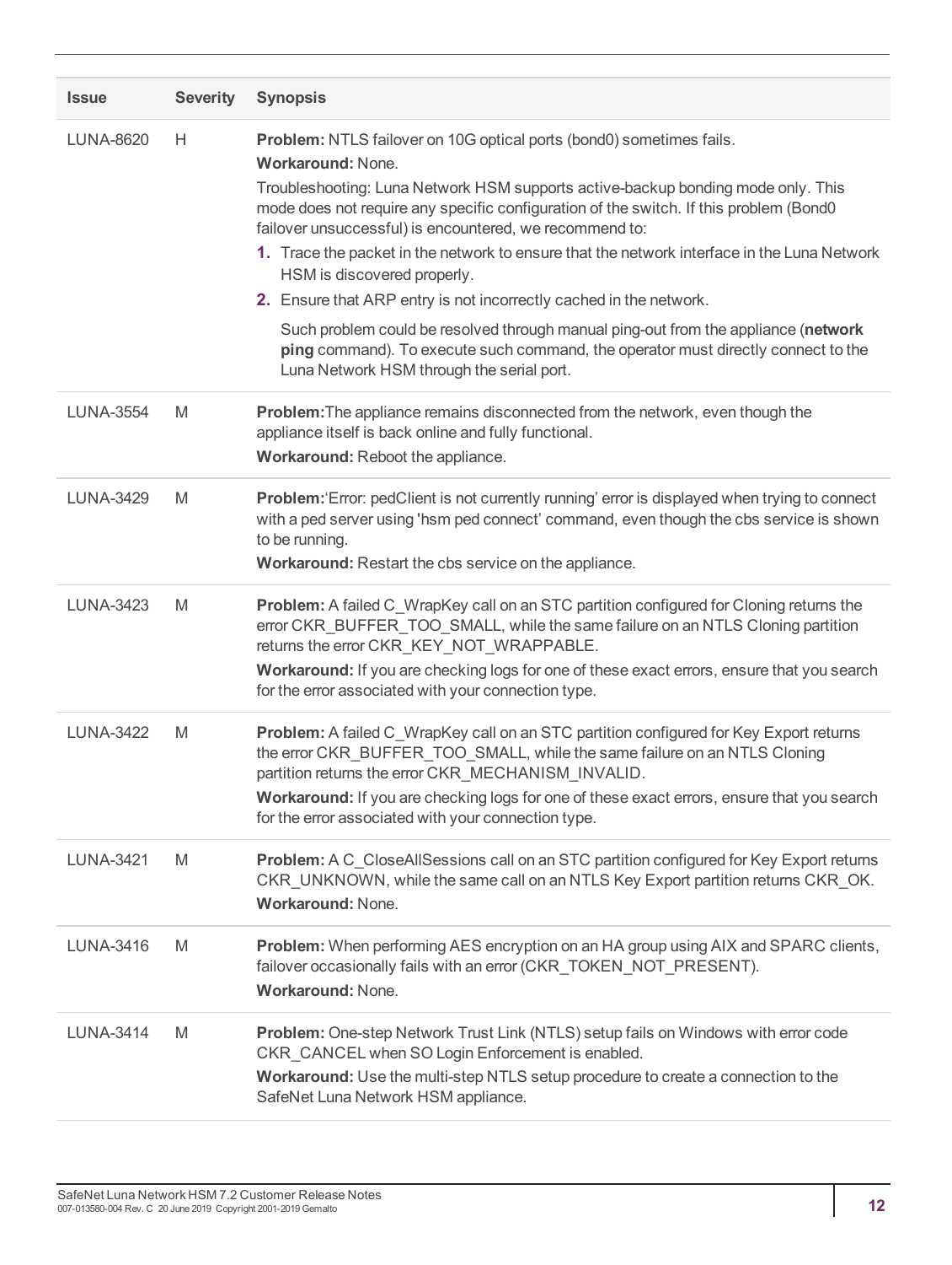| Issue | Severity | Synopsis |
|---|---|---|
| LUNA-8620 | H | **Problem:** NTLS failover on 10G optical ports (bond0) sometimes fails.<br>**Workaround:** None.<br>Troubleshooting: Luna Network HSM supports active-backup bonding mode only. This mode does not require any specific configuration of the switch. If this problem (Bond0 failover unsuccessful) is encountered, we recommend to:<br>1. Trace the packet in the network to ensure that the network interface in the Luna Network HSM is discovered properly.<br>2. Ensure that ARP entry is not incorrectly cached in the network.<br>Such problem could be resolved through manual ping-out from the appliance (**network ping** command). To execute such command, the operator must directly connect to the Luna Network HSM through the serial port. |
| LUNA-3554 | M | **Problem:**The appliance remains disconnected from the network, even though the appliance itself is back online and fully functional.<br>**Workaround:** Reboot the appliance. |
| LUNA-3429 | M | **Problem:**'Error: pedClient is not currently running' error is displayed when trying to connect with a ped server using 'hsm ped connect' command, even though the cbs service is shown to be running.<br>**Workaround:** Restart the cbs service on the appliance. |
| LUNA-3423 | M | **Problem:** A failed C_WrapKey call on an STC partition configured for Cloning returns the error CKR_BUFFER_TOO_SMALL, while the same failure on an NTLS Cloning partition returns the error CKR_KEY_NOT_WRAPPABLE.<br>**Workaround:** If you are checking logs for one of these exact errors, ensure that you search for the error associated with your connection type. |
| LUNA-3422 | M | **Problem:** A failed C_WrapKey call on an STC partition configured for Key Export returns the error CKR_BUFFER_TOO_SMALL, while the same failure on an NTLS Cloning partition returns the error CKR_MECHANISM_INVALID.<br>**Workaround:** If you are checking logs for one of these exact errors, ensure that you search for the error associated with your connection type. |
| LUNA-3421 | M | **Problem:** A C_CloseAllSessions call on an STC partition configured for Key Export returns CKR_UNKNOWN, while the same call on an NTLS Key Export partition returns CKR_OK.<br>**Workaround:** None. |
| LUNA-3416 | M | **Problem:** When performing AES encryption on an HA group using AIX and SPARC clients, failover occasionally fails with an error (CKR_TOKEN_NOT_PRESENT).<br>**Workaround:** None. |
| LUNA-3414 | M | **Problem:** One-step Network Trust Link (NTLS) setup fails on Windows with error code CKR_CANCEL when SO Login Enforcement is enabled.<br>**Workaround:** Use the multi-step NTLS setup procedure to create a connection to the SafeNet Luna Network HSM appliance. |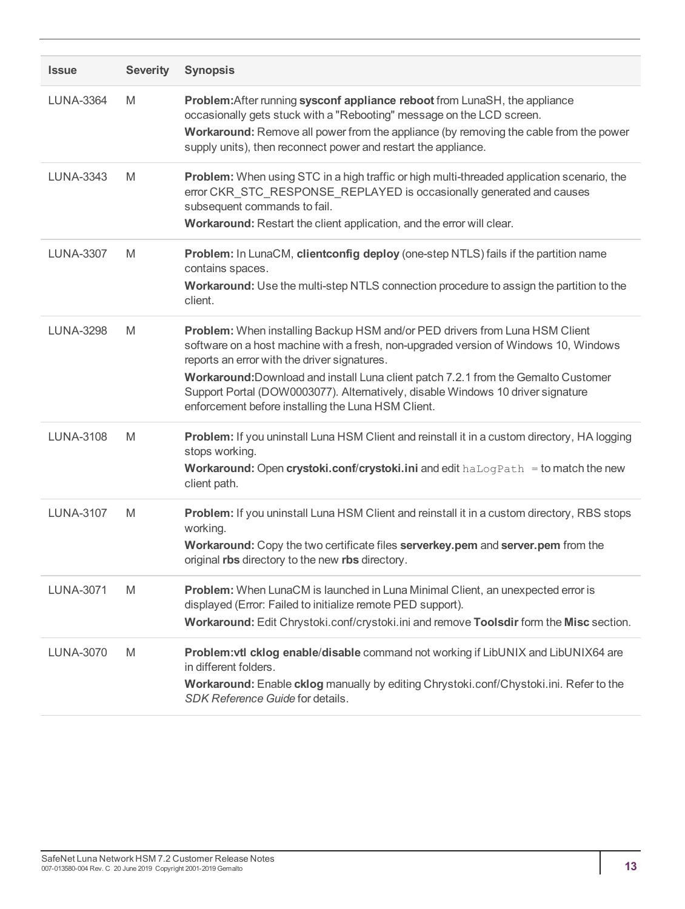| Issue | Severity | Synopsis |
|---|---|---|
| LUNA-3364 | M | **Problem:**After running **sysconf appliance reboot** from LunaSH, the appliance occasionally gets stuck with a "Rebooting" message on the LCD screen.<br>**Workaround:** Remove all power from the appliance (by removing the cable from the power supply units), then reconnect power and restart the appliance. |
| LUNA-3343 | M | **Problem:** When using STC in a high traffic or high multi-threaded application scenario, the error CKR_STC_RESPONSE_REPLAYED is occasionally generated and causes subsequent commands to fail.<br>**Workaround:** Restart the client application, and the error will clear. |
| LUNA-3307 | M | **Problem:** In LunaCM, **clientconfig deploy** (one-step NTLS) fails if the partition name contains spaces.<br>**Workaround:** Use the multi-step NTLS connection procedure to assign the partition to the client. |
| LUNA-3298 | M | **Problem:** When installing Backup HSM and/or PED drivers from Luna HSM Client software on a host machine with a fresh, non-upgraded version of Windows 10, Windows reports an error with the driver signatures.<br>**Workaround:**Download and install Luna client patch 7.2.1 from the Gemalto Customer Support Portal (DOW0003077). Alternatively, disable Windows 10 driver signature enforcement before installing the Luna HSM Client. |
| LUNA-3108 | M | **Problem:** If you uninstall Luna HSM Client and reinstall it in a custom directory, HA logging stops working.<br>**Workaround:** Open **crystoki.conf**/**crystoki.ini** and edit `haLogPath =` to match the new client path. |
| LUNA-3107 | M | **Problem:** If you uninstall Luna HSM Client and reinstall it in a custom directory, RBS stops working.<br>**Workaround:** Copy the two certificate files **serverkey.pem** and **server.pem** from the original **rbs** directory to the new **rbs** directory. |
| LUNA-3071 | M | **Problem:** When LunaCM is launched in Luna Minimal Client, an unexpected error is displayed (Error: Failed to initialize remote PED support).<br>**Workaround:** Edit Chrystoki.conf/crystoki.ini and remove **Toolsdir** form the **Misc** section. |
| LUNA-3070 | M | **Problem:vtl cklog enable**/**disable** command not working if LibUNIX and LibUNIX64 are in different folders.<br>**Workaround:** Enable **cklog** manually by editing Chrystoki.conf/Chystoki.ini. Refer to the *SDK Reference Guide* for details. |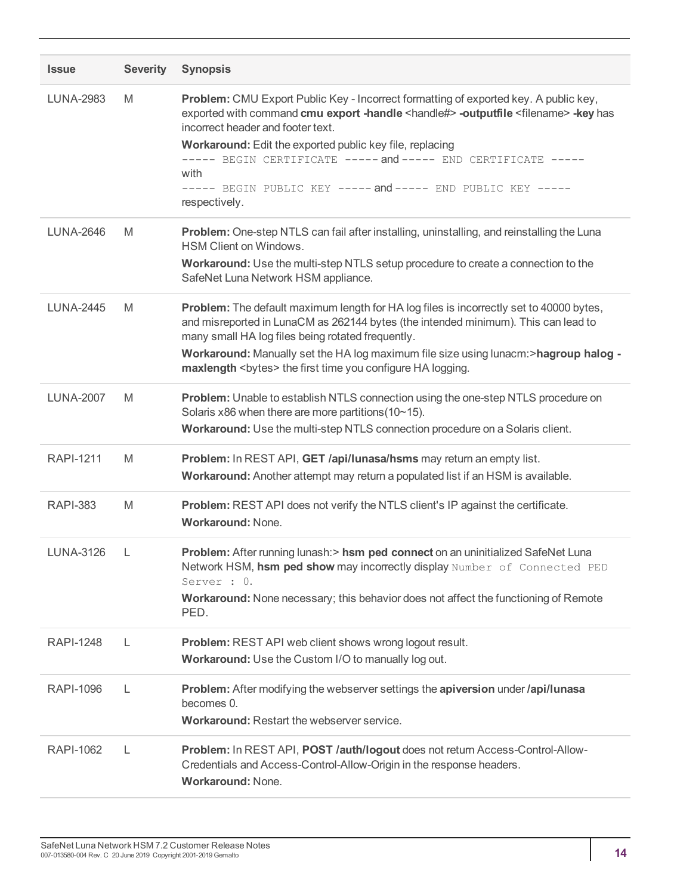| Issue | Severity | Synopsis |
|---|---|---|
| LUNA-2983 | M | **Problem:** CMU Export Public Key - Incorrect formatting of exported key. A public key, exported with command **cmu export -handle** <handle#> **-outputfile** <filename> **-key** has incorrect header and footer text.<br>**Workaround:** Edit the exported public key file, replacing `----- BEGIN CERTIFICATE -----` and `----- END CERTIFICATE -----` with `----- BEGIN PUBLIC KEY -----` and `----- END PUBLIC KEY -----` respectively. |
| LUNA-2646 | M | **Problem:** One-step NTLS can fail after installing, uninstalling, and reinstalling the Luna HSM Client on Windows.<br>**Workaround:** Use the multi-step NTLS setup procedure to create a connection to the SafeNet Luna Network HSM appliance. |
| LUNA-2445 | M | **Problem:** The default maximum length for HA log files is incorrectly set to 40000 bytes, and misreported in LunaCM as 262144 bytes (the intended minimum). This can lead to many small HA log files being rotated frequently.<br>**Workaround:** Manually set the HA log maximum file size using lunacm:>**hagroup halog -maxlength** <bytes> the first time you configure HA logging. |
| LUNA-2007 | M | **Problem:** Unable to establish NTLS connection using the one-step NTLS procedure on Solaris x86 when there are more partitions(10~15).<br>**Workaround:** Use the multi-step NTLS connection procedure on a Solaris client. |
| RAPI-1211 | M | **Problem:** In REST API, **GET /api/lunasa/hsms** may return an empty list.<br>**Workaround:** Another attempt may return a populated list if an HSM is available. |
| RAPI-383 | M | **Problem:** REST API does not verify the NTLS client's IP against the certificate.<br>**Workaround:** None. |
| LUNA-3126 | L | **Problem:** After running lunash:> **hsm ped connect** on an uninitialized SafeNet Luna Network HSM, **hsm ped show** may incorrectly display `Number of Connected PED Server : 0`.<br>**Workaround:** None necessary; this behavior does not affect the functioning of Remote PED. |
| RAPI-1248 | L | **Problem:** REST API web client shows wrong logout result.<br>**Workaround:** Use the Custom I/O to manually log out. |
| RAPI-1096 | L | **Problem:** After modifying the webserver settings the **apiversion** under **/api/lunasa** becomes 0.<br>**Workaround:** Restart the webserver service. |
| RAPI-1062 | L | **Problem:** In REST API, **POST /auth/logout** does not return Access-Control-Allow-Credentials and Access-Control-Allow-Origin in the response headers.<br>**Workaround:** None. |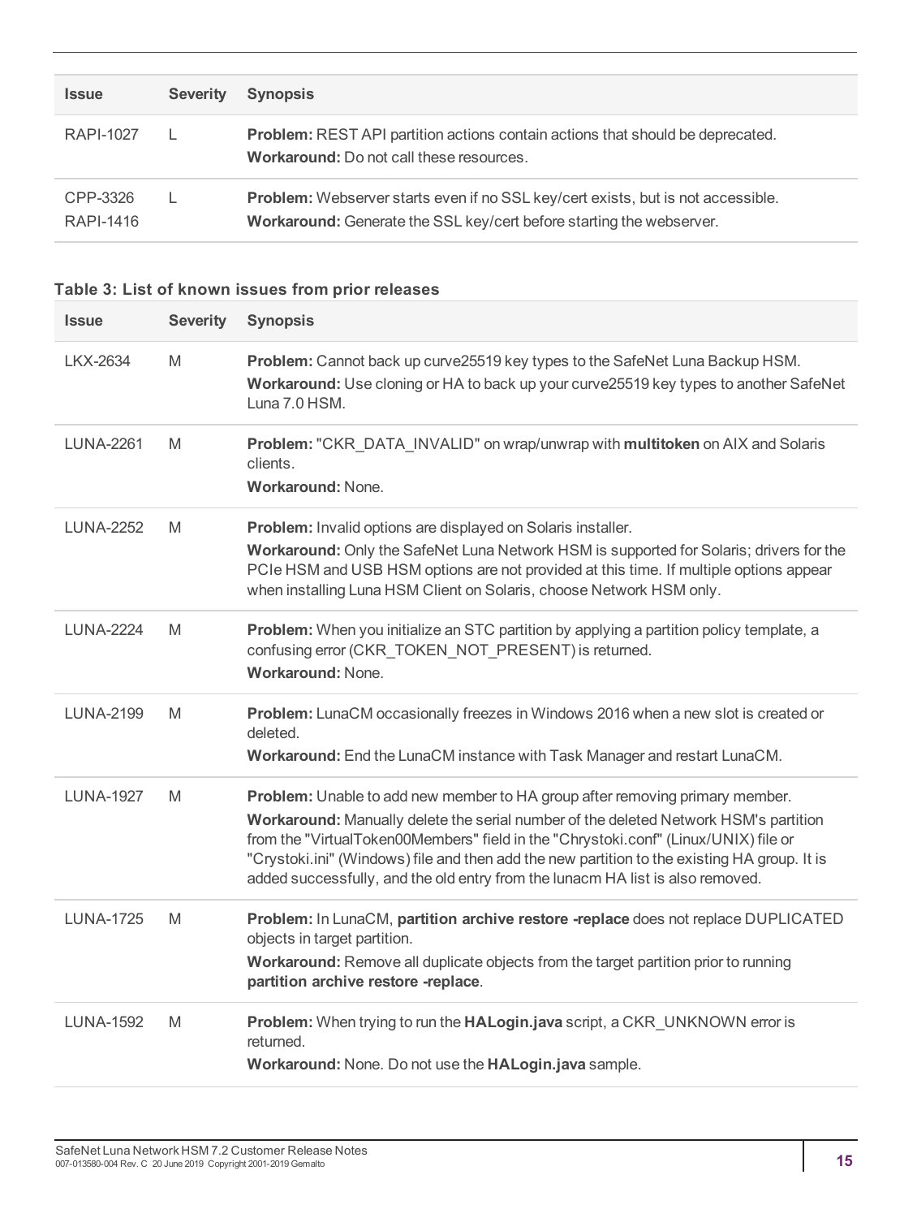| Issue | Severity | Synopsis |
|---|---|---|
| RAPI-1027 | L | **Problem:** REST API partition actions contain actions that should be deprecated.<br>**Workaround:** Do not call these resources. |
| CPP-3326<br>RAPI-1416 | L | **Problem:** Webserver starts even if no SSL key/cert exists, but is not accessible.<br>**Workaround:** Generate the SSL key/cert before starting the webserver. |

**Table 3: List of known issues from prior releases**

| Issue | Severity | Synopsis |
|---|---|---|
| LKX-2634 | M | **Problem:** Cannot back up curve25519 key types to the SafeNet Luna Backup HSM.<br>**Workaround:** Use cloning or HA to back up your curve25519 key types to another SafeNet Luna 7.0 HSM. |
| LUNA-2261 | M | **Problem:** "CKR_DATA_INVALID" on wrap/unwrap with **multitoken** on AIX and Solaris clients.<br>**Workaround:** None. |
| LUNA-2252 | M | **Problem:** Invalid options are displayed on Solaris installer.<br>**Workaround:** Only the SafeNet Luna Network HSM is supported for Solaris; drivers for the PCIe HSM and USB HSM options are not provided at this time. If multiple options appear when installing Luna HSM Client on Solaris, choose Network HSM only. |
| LUNA-2224 | M | **Problem:** When you initialize an STC partition by applying a partition policy template, a confusing error (CKR_TOKEN_NOT_PRESENT) is returned.<br>**Workaround:** None. |
| LUNA-2199 | M | **Problem:** LunaCM occasionally freezes in Windows 2016 when a new slot is created or deleted.<br>**Workaround:** End the LunaCM instance with Task Manager and restart LunaCM. |
| LUNA-1927 | M | **Problem:** Unable to add new member to HA group after removing primary member.<br>**Workaround:** Manually delete the serial number of the deleted Network HSM's partition from the "VirtualToken00Members" field in the "Chrystoki.conf" (Linux/UNIX) file or "Crystoki.ini" (Windows) file and then add the new partition to the existing HA group. It is added successfully, and the old entry from the lunacm HA list is also removed. |
| LUNA-1725 | M | **Problem:** In LunaCM, **partition archive restore -replace** does not replace DUPLICATED objects in target partition.<br>**Workaround:** Remove all duplicate objects from the target partition prior to running **partition archive restore -replace**. |
| LUNA-1592 | M | **Problem:** When trying to run the **HALogin.java** script, a CKR_UNKNOWN error is returned.<br>**Workaround:** None. Do not use the **HALogin.java** sample. |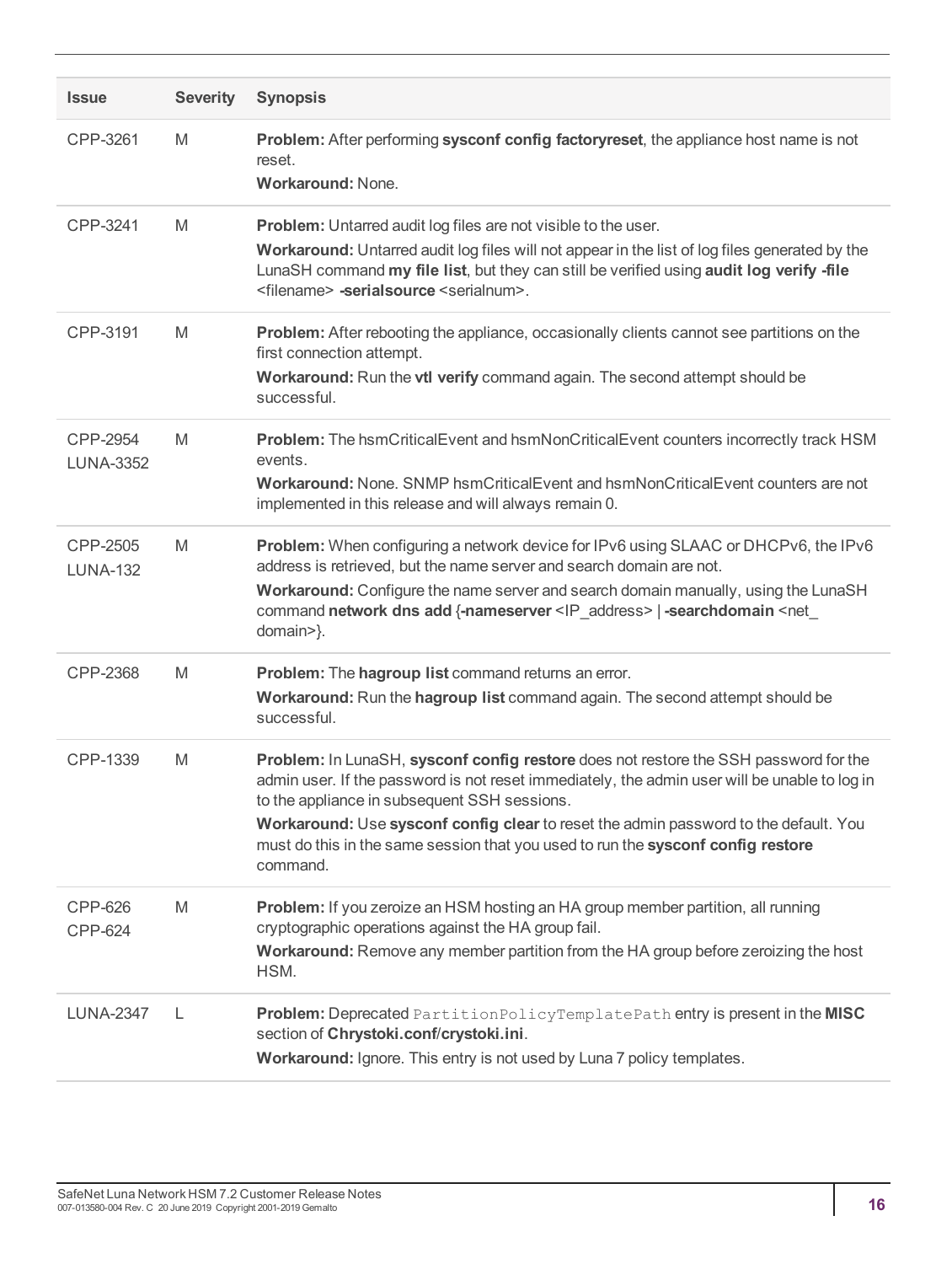| Issue | Severity | Synopsis |
|---|---|---|
| CPP-3261 | M | **Problem:** After performing **sysconf config factoryreset**, the appliance host name is not reset.<br>**Workaround:** None. |
| CPP-3241 | M | **Problem:** Untarred audit log files are not visible to the user.<br>**Workaround:** Untarred audit log files will not appear in the list of log files generated by the LunaSH command **my file list**, but they can still be verified using **audit log verify -file** <filename> **-serialsource** <serialnum>. |
| CPP-3191 | M | **Problem:** After rebooting the appliance, occasionally clients cannot see partitions on the first connection attempt.<br>**Workaround:** Run the **vtl verify** command again. The second attempt should be successful. |
| CPP-2954<br>LUNA-3352 | M | **Problem:** The hsmCriticalEvent and hsmNonCriticalEvent counters incorrectly track HSM events.<br>**Workaround:** None. SNMP hsmCriticalEvent and hsmNonCriticalEvent counters are not implemented in this release and will always remain 0. |
| CPP-2505<br>LUNA-132 | M | **Problem:** When configuring a network device for IPv6 using SLAAC or DHCPv6, the IPv6 address is retrieved, but the name server and search domain are not.<br>**Workaround:** Configure the name server and search domain manually, using the LunaSH command **network dns add** {**-nameserver** <IP_address> \| **-searchdomain** <net_domain>}. |
| CPP-2368 | M | **Problem:** The **hagroup list** command returns an error.<br>**Workaround:** Run the **hagroup list** command again. The second attempt should be successful. |
| CPP-1339 | M | **Problem:** In LunaSH, **sysconf config restore** does not restore the SSH password for the admin user. If the password is not reset immediately, the admin user will be unable to log in to the appliance in subsequent SSH sessions.<br>**Workaround:** Use **sysconf config clear** to reset the admin password to the default. You must do this in the same session that you used to run the **sysconf config restore** command. |
| CPP-626<br>CPP-624 | M | **Problem:** If you zeroize an HSM hosting an HA group member partition, all running cryptographic operations against the HA group fail.<br>**Workaround:** Remove any member partition from the HA group before zeroizing the host HSM. |
| LUNA-2347 | L | **Problem:** Deprecated `PartitionPolicyTemplatePath` entry is present in the **MISC** section of **Chrystoki.conf/crystoki.ini**.<br>**Workaround:** Ignore. This entry is not used by Luna 7 policy templates. |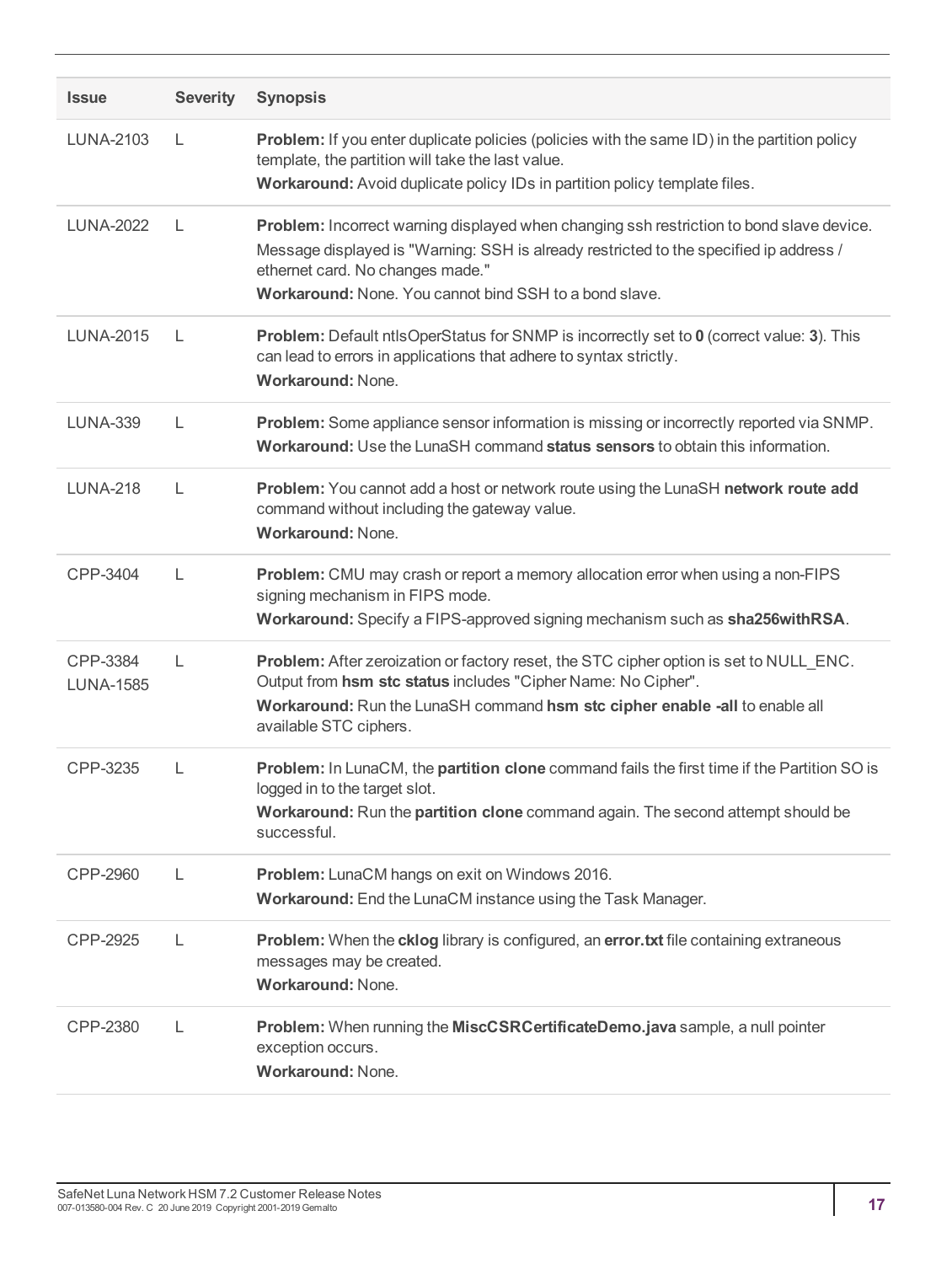| Issue | Severity | Synopsis |
| --- | --- | --- |
| LUNA-2103 | L | **Problem:** If you enter duplicate policies (policies with the same ID) in the partition policy template, the partition will take the last value.<br>**Workaround:** Avoid duplicate policy IDs in partition policy template files. |
| LUNA-2022 | L | **Problem:** Incorrect warning displayed when changing ssh restriction to bond slave device.<br>Message displayed is "Warning: SSH is already restricted to the specified ip address / ethernet card. No changes made."<br>**Workaround:** None. You cannot bind SSH to a bond slave. |
| LUNA-2015 | L | **Problem:** Default ntlsOperStatus for SNMP is incorrectly set to **0** (correct value: **3**). This can lead to errors in applications that adhere to syntax strictly.<br>**Workaround:** None. |
| LUNA-339 | L | **Problem:** Some appliance sensor information is missing or incorrectly reported via SNMP.<br>**Workaround:** Use the LunaSH command **status sensors** to obtain this information. |
| LUNA-218 | L | **Problem:** You cannot add a host or network route using the LunaSH **network route add** command without including the gateway value.<br>**Workaround:** None. |
| CPP-3404 | L | **Problem:** CMU may crash or report a memory allocation error when using a non-FIPS signing mechanism in FIPS mode.<br>**Workaround:** Specify a FIPS-approved signing mechanism such as **sha256withRSA**. |
| CPP-3384<br>LUNA-1585 | L | **Problem:** After zeroization or factory reset, the STC cipher option is set to NULL_ENC. Output from **hsm stc status** includes "Cipher Name: No Cipher".<br>**Workaround:** Run the LunaSH command **hsm stc cipher enable -all** to enable all available STC ciphers. |
| CPP-3235 | L | **Problem:** In LunaCM, the **partition clone** command fails the first time if the Partition SO is logged in to the target slot.<br>**Workaround:** Run the **partition clone** command again. The second attempt should be successful. |
| CPP-2960 | L | **Problem:** LunaCM hangs on exit on Windows 2016.<br>**Workaround:** End the LunaCM instance using the Task Manager. |
| CPP-2925 | L | **Problem:** When the **cklog** library is configured, an **error.txt** file containing extraneous messages may be created.<br>**Workaround:** None. |
| CPP-2380 | L | **Problem:** When running the **MiscCSRCertificateDemo.java** sample, a null pointer exception occurs.<br>**Workaround:** None. |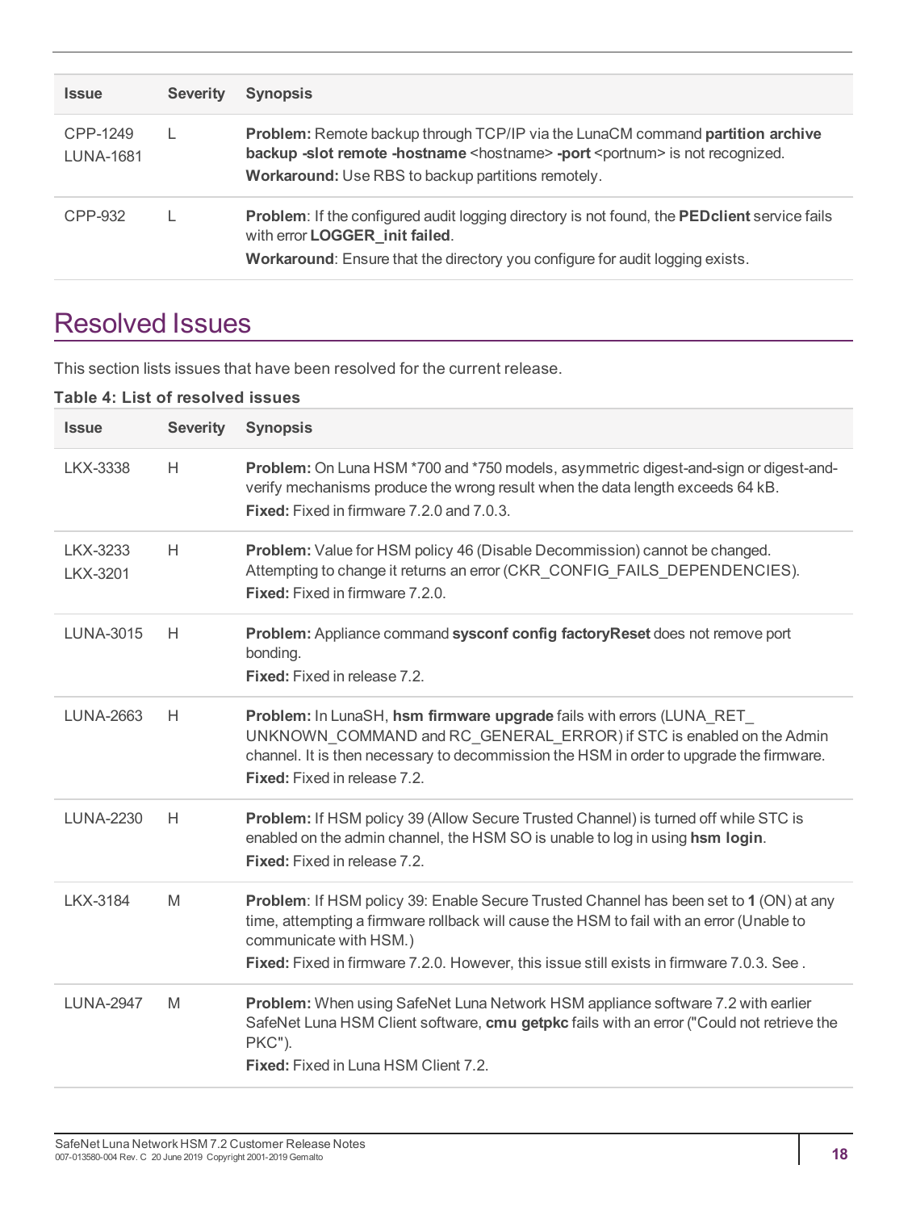| Issue | Severity | Synopsis |
|---|---|---|
| CPP-1249<br>LUNA-1681 | L | **Problem:** Remote backup through TCP/IP via the LunaCM command **partition archive backup -slot remote -hostname** <hostname> **-port** <portnum> is not recognized.<br>**Workaround:** Use RBS to backup partitions remotely. |
| CPP-932 | L | **Problem**: If the configured audit logging directory is not found, the **PEDclient** service fails with error **LOGGER_init failed**.<br>**Workaround**: Ensure that the directory you configure for audit logging exists. |

# Resolved Issues

This section lists issues that have been resolved for the current release.

**Table 4: List of resolved issues**

| Issue | Severity | Synopsis |
|---|---|---|
| LKX-3338 | H | **Problem:** On Luna HSM *700 and *750 models, asymmetric digest-and-sign or digest-and-verify mechanisms produce the wrong result when the data length exceeds 64 kB.<br>**Fixed:** Fixed in firmware 7.2.0 and 7.0.3. |
| LKX-3233<br>LKX-3201 | H | **Problem:** Value for HSM policy 46 (Disable Decommission) cannot be changed. Attempting to change it returns an error (CKR_CONFIG_FAILS_DEPENDENCIES).<br>**Fixed:** Fixed in firmware 7.2.0. |
| LUNA-3015 | H | **Problem:** Appliance command **sysconf config factoryReset** does not remove port bonding.<br>**Fixed:** Fixed in release 7.2. |
| LUNA-2663 | H | **Problem:** In LunaSH, **hsm firmware upgrade** fails with errors (LUNA_RET_UNKNOWN_COMMAND and RC_GENERAL_ERROR) if STC is enabled on the Admin channel. It is then necessary to decommission the HSM in order to upgrade the firmware.<br>**Fixed:** Fixed in release 7.2. |
| LUNA-2230 | H | **Problem:** If HSM policy 39 (Allow Secure Trusted Channel) is turned off while STC is enabled on the admin channel, the HSM SO is unable to log in using **hsm login**.<br>**Fixed:** Fixed in release 7.2. |
| LKX-3184 | M | **Problem**: If HSM policy 39: Enable Secure Trusted Channel has been set to **1** (ON) at any time, attempting a firmware rollback will cause the HSM to fail with an error (Unable to communicate with HSM.)<br>**Fixed:** Fixed in firmware 7.2.0. However, this issue still exists in firmware 7.0.3. See . |
| LUNA-2947 | M | **Problem:** When using SafeNet Luna Network HSM appliance software 7.2 with earlier SafeNet Luna HSM Client software, **cmu getpkc** fails with an error ("Could not retrieve the PKC").<br>**Fixed:** Fixed in Luna HSM Client 7.2. |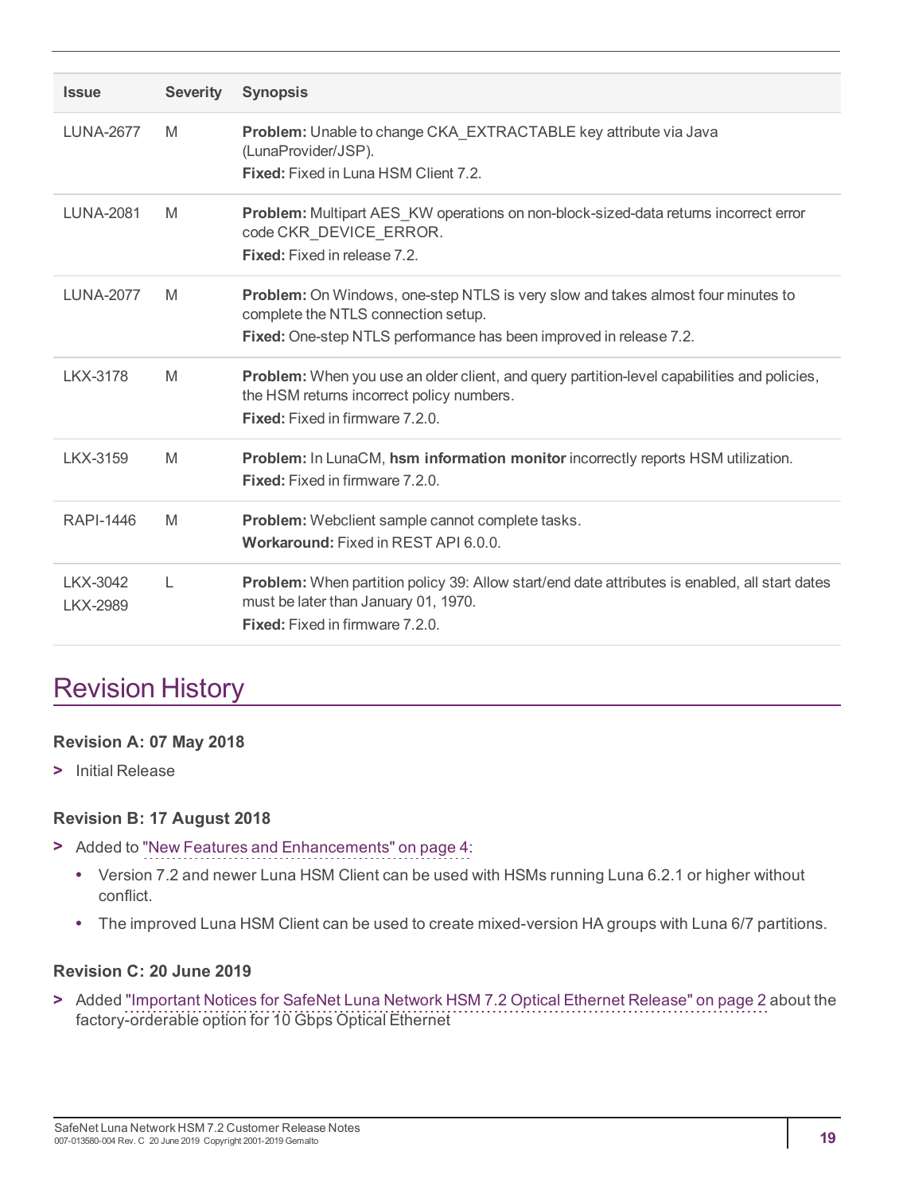| Issue | Severity | Synopsis |
|---|---|---|
| LUNA-2677 | M | **Problem:** Unable to change CKA_EXTRACTABLE key attribute via Java (LunaProvider/JSP).<br>**Fixed:** Fixed in Luna HSM Client 7.2. |
| LUNA-2081 | M | **Problem:** Multipart AES_KW operations on non-block-sized-data returns incorrect error code CKR_DEVICE_ERROR.<br>**Fixed:** Fixed in release 7.2. |
| LUNA-2077 | M | **Problem:** On Windows, one-step NTLS is very slow and takes almost four minutes to complete the NTLS connection setup.<br>**Fixed:** One-step NTLS performance has been improved in release 7.2. |
| LKX-3178 | M | **Problem:** When you use an older client, and query partition-level capabilities and policies, the HSM returns incorrect policy numbers.<br>**Fixed:** Fixed in firmware 7.2.0. |
| LKX-3159 | M | **Problem:** In LunaCM, **hsm information monitor** incorrectly reports HSM utilization.<br>**Fixed:** Fixed in firmware 7.2.0. |
| RAPI-1446 | M | **Problem:** Webclient sample cannot complete tasks.<br>**Workaround:** Fixed in REST API 6.0.0. |
| LKX-3042<br>LKX-2989 | L | **Problem:** When partition policy 39: Allow start/end date attributes is enabled, all start dates must be later than January 01, 1970.<br>**Fixed:** Fixed in firmware 7.2.0. |

# Revision History

### Revision A: 07 May 2018

> Initial Release

### Revision B: 17 August 2018

> Added to "New Features and Enhancements" on page 4:
  - Version 7.2 and newer Luna HSM Client can be used with HSMs running Luna 6.2.1 or higher without conflict.
  - The improved Luna HSM Client can be used to create mixed-version HA groups with Luna 6/7 partitions.

### Revision C: 20 June 2019

> Added "Important Notices for SafeNet Luna Network HSM 7.2 Optical Ethernet Release" on page 2 about the factory-orderable option for 10 Gbps Optical Ethernet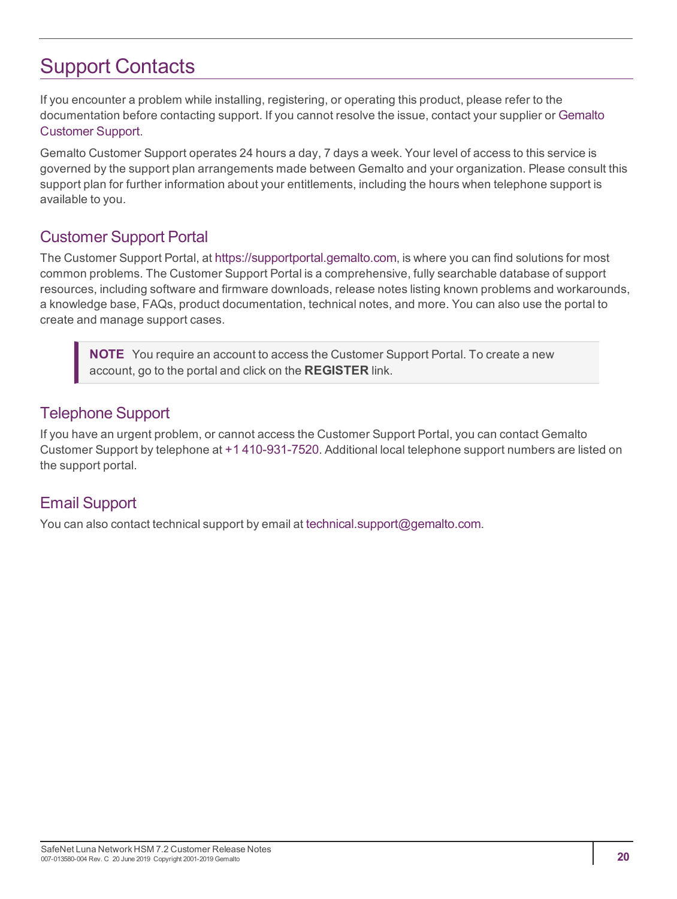# Support Contacts

If you encounter a problem while installing, registering, or operating this product, please refer to the documentation before contacting support. If you cannot resolve the issue, contact your supplier or Gemalto Customer Support.

Gemalto Customer Support operates 24 hours a day, 7 days a week. Your level of access to this service is governed by the support plan arrangements made between Gemalto and your organization. Please consult this support plan for further information about your entitlements, including the hours when telephone support is available to you.

## Customer Support Portal

The Customer Support Portal, at https://supportportal.gemalto.com, is where you can find solutions for most common problems. The Customer Support Portal is a comprehensive, fully searchable database of support resources, including software and firmware downloads, release notes listing known problems and workarounds, a knowledge base, FAQs, product documentation, technical notes, and more. You can also use the portal to create and manage support cases.

> **NOTE** You require an account to access the Customer Support Portal. To create a new account, go to the portal and click on the **REGISTER** link.

## Telephone Support

If you have an urgent problem, or cannot access the Customer Support Portal, you can contact Gemalto Customer Support by telephone at +1 410-931-7520. Additional local telephone support numbers are listed on the support portal.

## Email Support

You can also contact technical support by email at technical.support@gemalto.com.